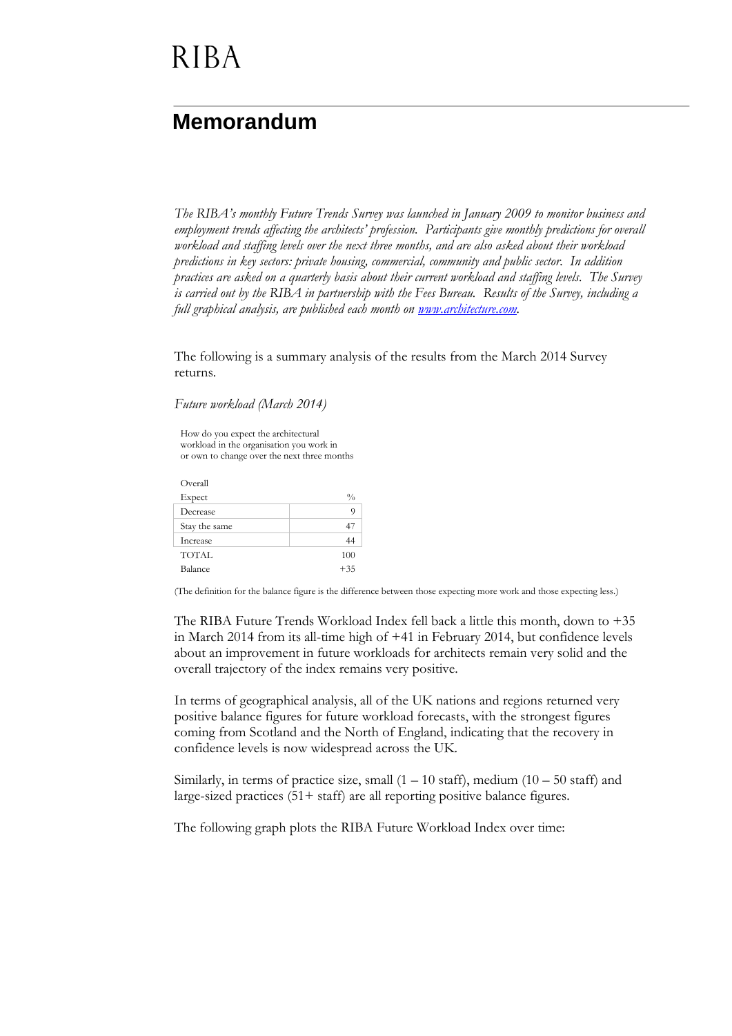# RIBA

## Memorandum

*The RIBA's monthly Future Trends Survey was launched in January 2009 to monitor business and employment trends affecting the architects' profession. Participants give monthly predictions for overall workload and staffing levels over the next three months, and are also asked about their workload predictions in key sectors: private housing, commercial, community and public sector. In addition practices are asked on a quarterly basis about their current workload and staffing levels. The Survey is carried out by the RIBA in partnership with the Fees Bureau. Results of the Survey, including a full graphical analysis, are published each month on [www.architecture.com](http://www.architecture.com).*

The following is a summary analysis of the results from the March 2014 Survey returns.

*Future workload (March 2014)*

How do you expect the architectural workload in the organisation you work in or own to change over the next three months

| Overall Expect | % |
|---|---|
| Decrease | 9 |
| Stay the same | 47 |
| Increase | 44 |
| TOTAL | 100 |
| Balance | +35 |

(The definition for the balance figure is the difference between those expecting more work and those expecting less.)

The RIBA Future Trends Workload Index fell back a little this month, down to +35 in March 2014 from its all-time high of +41 in February 2014, but confidence levels about an improvement in future workloads for architects remain very solid and the overall trajectory of the index remains very positive.

In terms of geographical analysis, all of the UK nations and regions returned very positive balance figures for future workload forecasts, with the strongest figures coming from Scotland and the North of England, indicating that the recovery in confidence levels is now widespread across the UK.

Similarly, in terms of practice size, small (1 – 10 staff), medium (10 – 50 staff) and large-sized practices (51+ staff) are all reporting positive balance figures.

The following graph plots the RIBA Future Workload Index over time: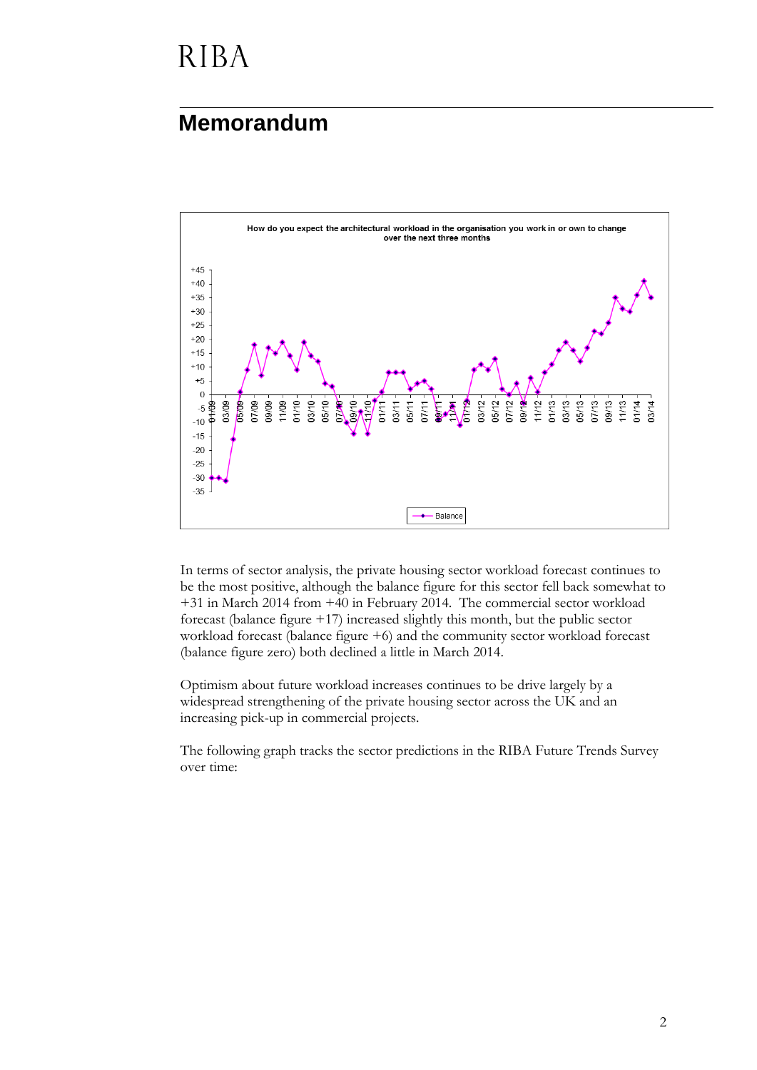RIBA

## Memorandum

How do you expect the architectural workload in the organisation you work in or own to change over the next three months

In terms of sector analysis, the private housing sector workload forecast continues to be the most positive, although the balance figure for this sector fell back somewhat to +31 in March 2014 from +40 in February 2014. The commercial sector workload forecast (balance figure +17) increased slightly this month, but the public sector workload forecast (balance figure +6) and the community sector workload forecast (balance figure zero) both declined a little in March 2014.

Optimism about future workload increases continues to be drive largely by a widespread strengthening of the private housing sector across the UK and an increasing pick-up in commercial projects.

The following graph tracks the sector predictions in the RIBA Future Trends Survey over time: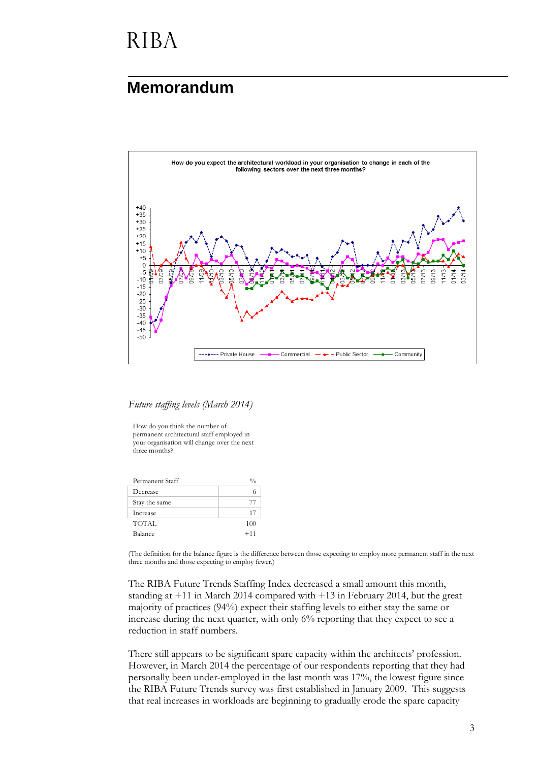# Memorandum

How do you expect the architectural workload in your organisation to change in each of the following sectors over the next three months?

*Future staffing levels (March 2014)*

How do you think the number of permanent architectural staff employed in your organisation will change over the next three months?

| Permanent Staff | % |
|---|---|
| Decrease | 6 |
| Stay the same | 77 |
| Increase | 17 |
| TOTAL | 100 |
| Balance | +11 |

(The definition for the balance figure is the difference between those expecting to employ more permanent staff in the next three months and those expecting to employ fewer.)

The RIBA Future Trends Staffing Index decreased a small amount this month, standing at +11 in March 2014 compared with +13 in February 2014, but the great majority of practices (94%) expect their staffing levels to either stay the same or increase during the next quarter, with only 6% reporting that they expect to see a reduction in staff numbers.

There still appears to be significant spare capacity within the architects' profession. However, in March 2014 the percentage of our respondents reporting that they had personally been under-employed in the last month was 17%, the lowest figure since the RIBA Future Trends survey was first established in January 2009. This suggests that real increases in workloads are beginning to gradually erode the spare capacity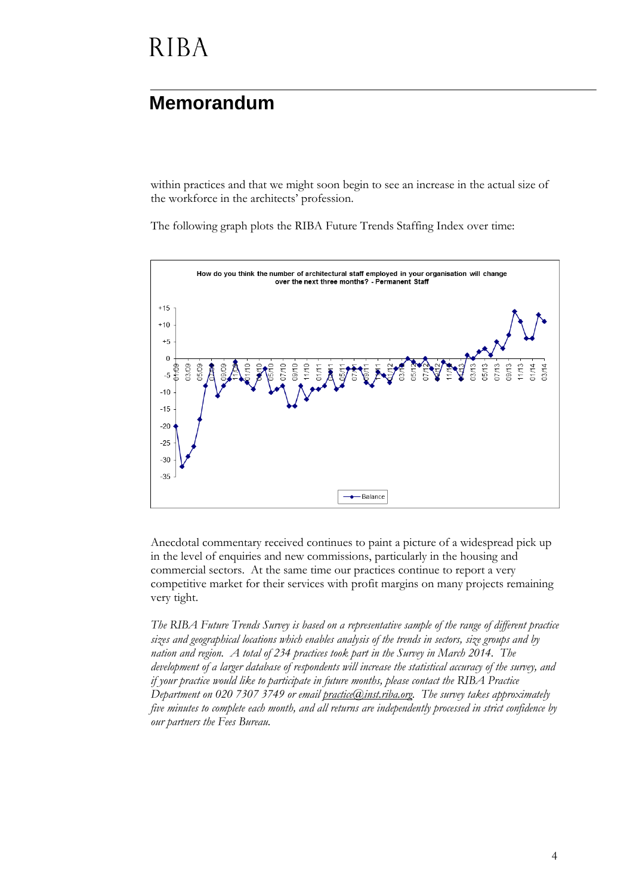RIBA

## Memorandum

within practices and that we might soon begin to see an increase in the actual size of the workforce in the architects' profession.

The following graph plots the RIBA Future Trends Staffing Index over time:

How do you think the number of architectural staff employed in your organisation will change over the next three months? - Permanent Staff

+15
+10
+5
0
-5
-10
-15
-20
-25
-30
-35

01/09 03/09 05/09 07/09 09/09 11/09 01/10 03/10 05/10 07/10 09/10 11/10 01/11 03/11 05/11 07/11 09/11 11/11 01/12 03/12 05/12 07/12 09/12 11/12 01/13 03/13 05/13 07/13 09/13 11/13 01/14 03/14

Balance

Anecdotal commentary received continues to paint a picture of a widespread pick up in the level of enquiries and new commissions, particularly in the housing and commercial sectors. At the same time our practices continue to report a very competitive market for their services with profit margins on many projects remaining very tight.

*The RIBA Future Trends Survey is based on a representative sample of the range of different practice sizes and geographical locations which enables analysis of the trends in sectors, size groups and by nation and region. A total of 234 practices took part in the Survey in March 2014. The development of a larger database of respondents will increase the statistical accuracy of the survey, and if your practice would like to participate in future months, please contact the RIBA Practice Department on 020 7307 3749 or email practice@inst.riba.org. The survey takes approximately five minutes to complete each month, and all returns are independently processed in strict confidence by our partners the Fees Bureau.*